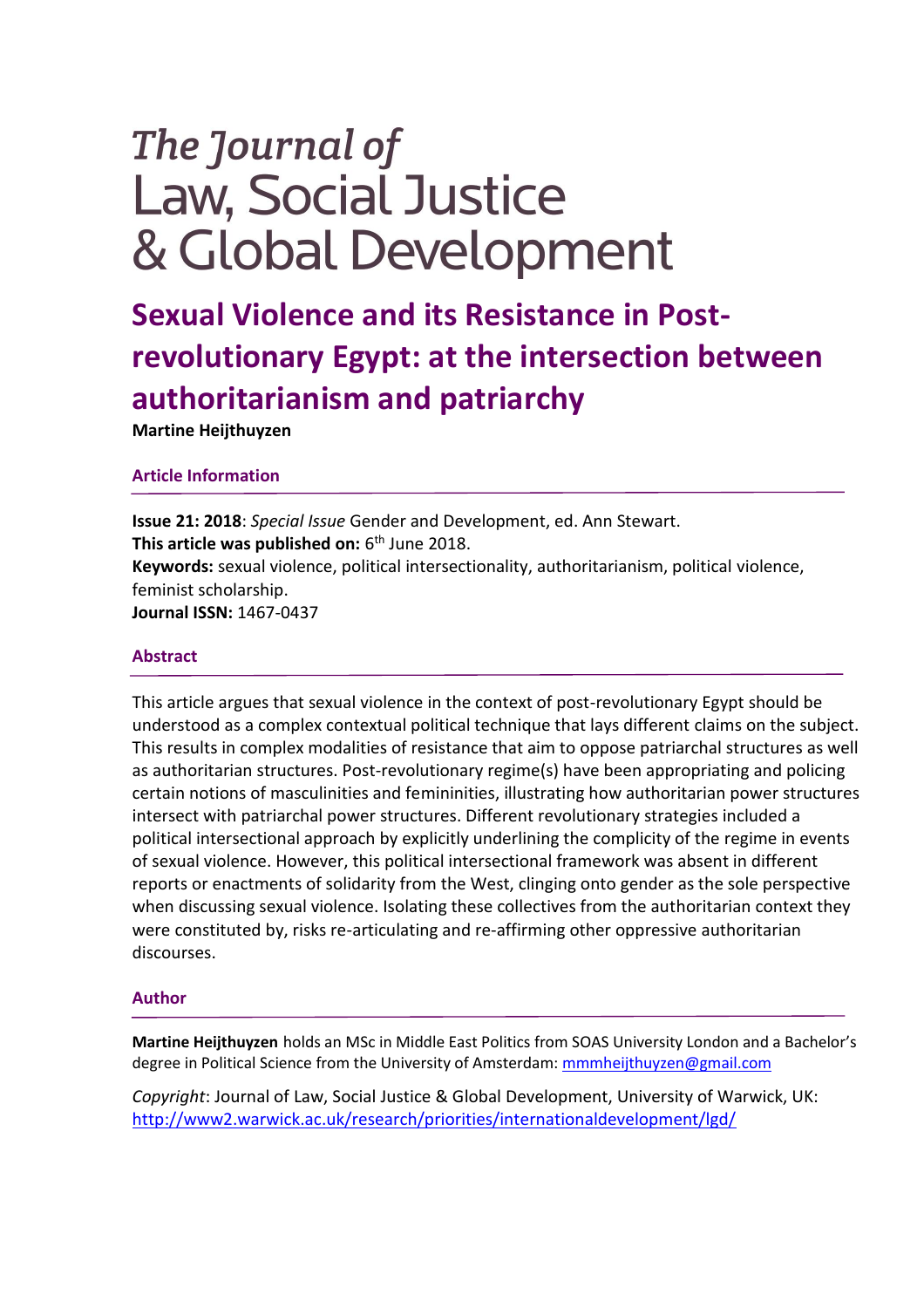# *The Journal of* Law, Social Justice & Global Development

## Sexual Violence and its Resistance in Post-revolutionary Egypt: at the intersection between authoritarianism and patriarchy

**Martine Heijthuyzen**

### Article Information

**Issue 21: 2018**: *Special Issue* Gender and Development, ed. Ann Stewart.
**This article was published on:** 6th June 2018.
**Keywords:** sexual violence, political intersectionality, authoritarianism, political violence, feminist scholarship.
**Journal ISSN:** 1467-0437

### Abstract

This article argues that sexual violence in the context of post-revolutionary Egypt should be understood as a complex contextual political technique that lays different claims on the subject. This results in complex modalities of resistance that aim to oppose patriarchal structures as well as authoritarian structures. Post-revolutionary regime(s) have been appropriating and policing certain notions of masculinities and femininities, illustrating how authoritarian power structures intersect with patriarchal power structures. Different revolutionary strategies included a political intersectional approach by explicitly underlining the complicity of the regime in events of sexual violence. However, this political intersectional framework was absent in different reports or enactments of solidarity from the West, clinging onto gender as the sole perspective when discussing sexual violence. Isolating these collectives from the authoritarian context they were constituted by, risks re-articulating and re-affirming other oppressive authoritarian discourses.

### Author

**Martine Heijthuyzen** holds an MSc in Middle East Politics from SOAS University London and a Bachelor's degree in Political Science from the University of Amsterdam: mmmheijthuyzen@gmail.com

*Copyright*: Journal of Law, Social Justice & Global Development, University of Warwick, UK: http://www2.warwick.ac.uk/research/priorities/internationaldevelopment/lgd/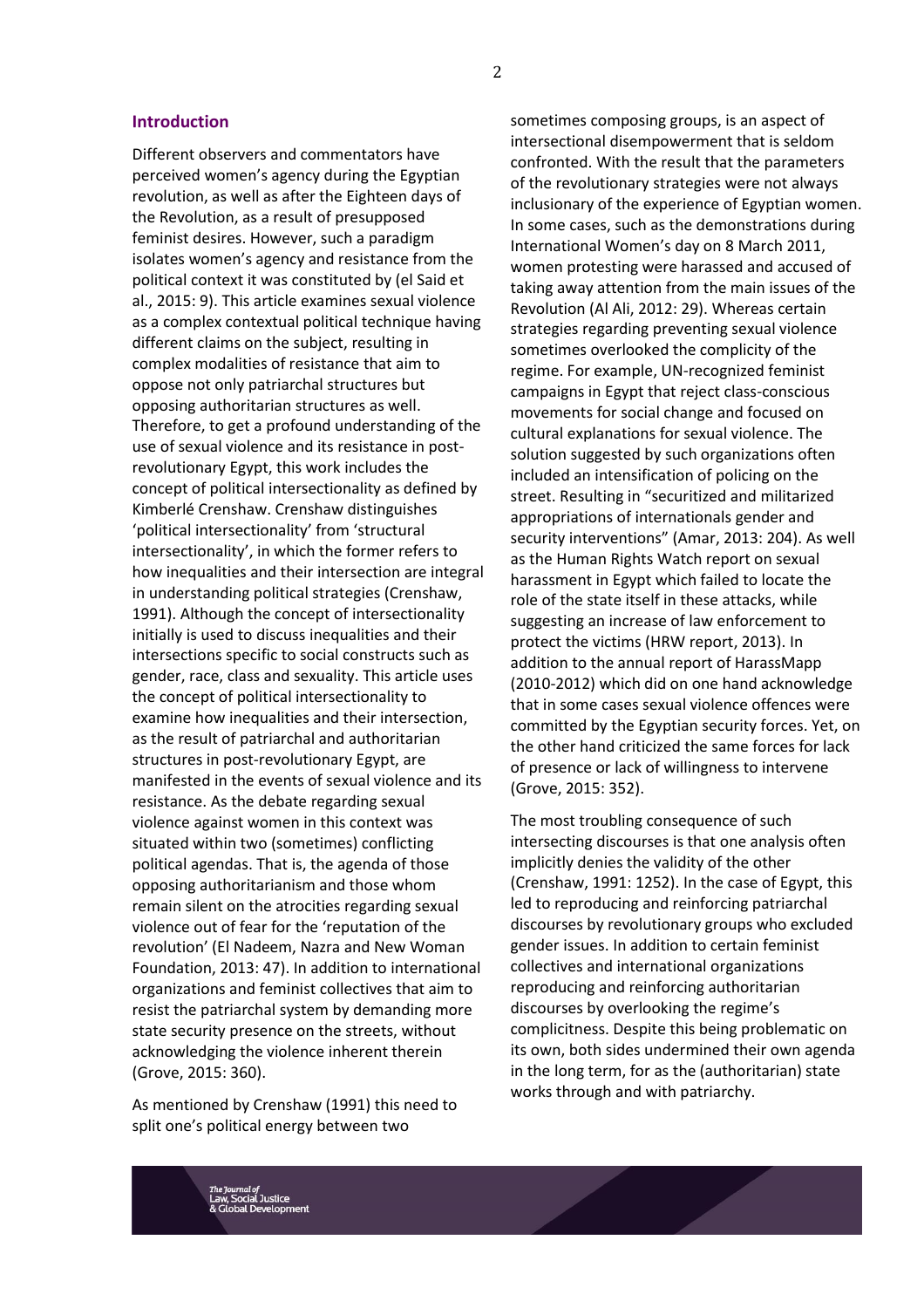## Introduction

Different observers and commentators have perceived women's agency during the Egyptian revolution, as well as after the Eighteen days of the Revolution, as a result of presupposed feminist desires. However, such a paradigm isolates women's agency and resistance from the political context it was constituted by (el Said et al., 2015: 9). This article examines sexual violence as a complex contextual political technique having different claims on the subject, resulting in complex modalities of resistance that aim to oppose not only patriarchal structures but opposing authoritarian structures as well. Therefore, to get a profound understanding of the use of sexual violence and its resistance in post-revolutionary Egypt, this work includes the concept of political intersectionality as defined by Kimberlé Crenshaw. Crenshaw distinguishes 'political intersectionality' from 'structural intersectionality', in which the former refers to how inequalities and their intersection are integral in understanding political strategies (Crenshaw, 1991). Although the concept of intersectionality initially is used to discuss inequalities and their intersections specific to social constructs such as gender, race, class and sexuality. This article uses the concept of political intersectionality to examine how inequalities and their intersection, as the result of patriarchal and authoritarian structures in post-revolutionary Egypt, are manifested in the events of sexual violence and its resistance. As the debate regarding sexual violence against women in this context was situated within two (sometimes) conflicting political agendas. That is, the agenda of those opposing authoritarianism and those whom remain silent on the atrocities regarding sexual violence out of fear for the 'reputation of the revolution' (El Nadeem, Nazra and New Woman Foundation, 2013: 47). In addition to international organizations and feminist collectives that aim to resist the patriarchal system by demanding more state security presence on the streets, without acknowledging the violence inherent therein (Grove, 2015: 360).

As mentioned by Crenshaw (1991) this need to split one's political energy between two sometimes composing groups, is an aspect of intersectional disempowerment that is seldom confronted. With the result that the parameters of the revolutionary strategies were not always inclusionary of the experience of Egyptian women. In some cases, such as the demonstrations during International Women's day on 8 March 2011, women protesting were harassed and accused of taking away attention from the main issues of the Revolution (Al Ali, 2012: 29). Whereas certain strategies regarding preventing sexual violence sometimes overlooked the complicity of the regime. For example, UN-recognized feminist campaigns in Egypt that reject class-conscious movements for social change and focused on cultural explanations for sexual violence. The solution suggested by such organizations often included an intensification of policing on the street. Resulting in "securitized and militarized appropriations of internationals gender and security interventions" (Amar, 2013: 204). As well as the Human Rights Watch report on sexual harassment in Egypt which failed to locate the role of the state itself in these attacks, while suggesting an increase of law enforcement to protect the victims (HRW report, 2013). In addition to the annual report of HarassMapp (2010-2012) which did on one hand acknowledge that in some cases sexual violence offences were committed by the Egyptian security forces. Yet, on the other hand criticized the same forces for lack of presence or lack of willingness to intervene (Grove, 2015: 352).

The most troubling consequence of such intersecting discourses is that one analysis often implicitly denies the validity of the other (Crenshaw, 1991: 1252). In the case of Egypt, this led to reproducing and reinforcing patriarchal discourses by revolutionary groups who excluded gender issues. In addition to certain feminist collectives and international organizations reproducing and reinforcing authoritarian discourses by overlooking the regime's complicitness. Despite this being problematic on its own, both sides undermined their own agenda in the long term, for as the (authoritarian) state works through and with patriarchy.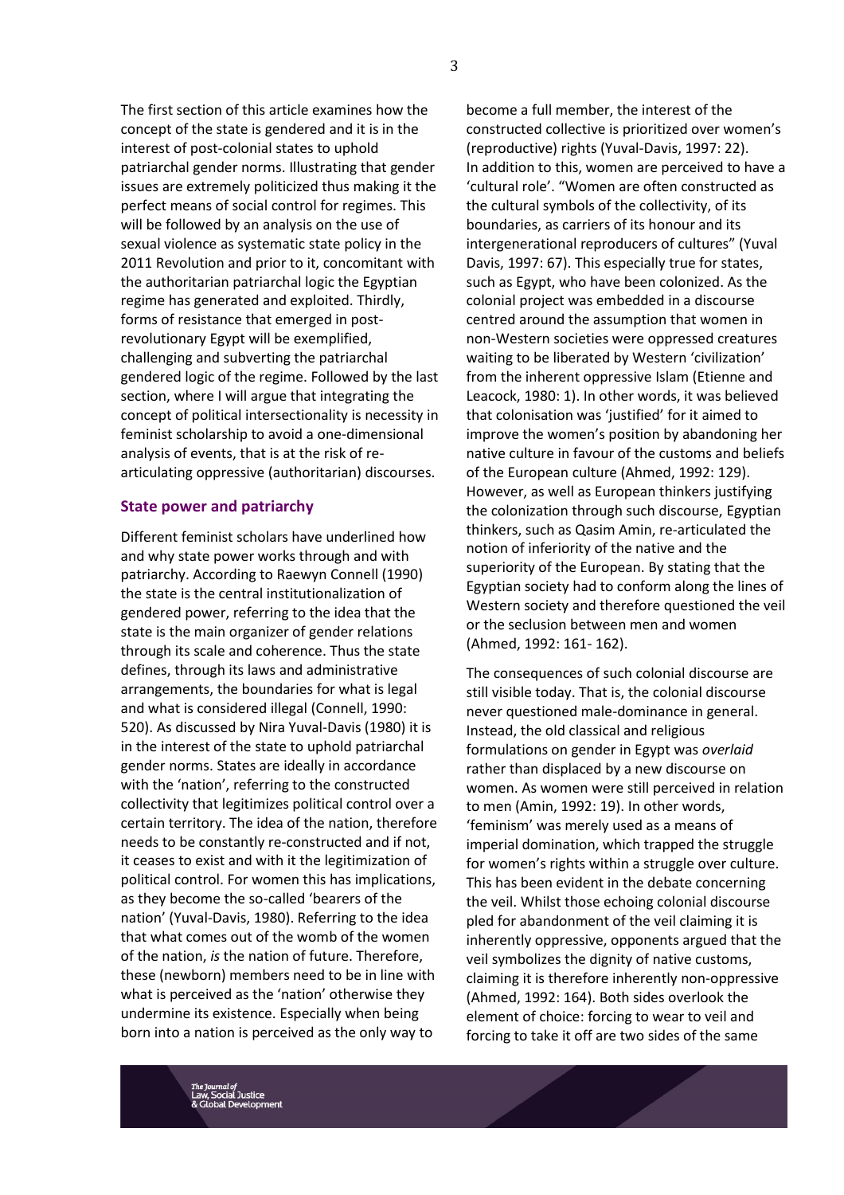The first section of this article examines how the concept of the state is gendered and it is in the interest of post-colonial states to uphold patriarchal gender norms. Illustrating that gender issues are extremely politicized thus making it the perfect means of social control for regimes. This will be followed by an analysis on the use of sexual violence as systematic state policy in the 2011 Revolution and prior to it, concomitant with the authoritarian patriarchal logic the Egyptian regime has generated and exploited. Thirdly, forms of resistance that emerged in post-revolutionary Egypt will be exemplified, challenging and subverting the patriarchal gendered logic of the regime. Followed by the last section, where I will argue that integrating the concept of political intersectionality is necessity in feminist scholarship to avoid a one-dimensional analysis of events, that is at the risk of re-articulating oppressive (authoritarian) discourses.

## State power and patriarchy

Different feminist scholars have underlined how and why state power works through and with patriarchy. According to Raewyn Connell (1990) the state is the central institutionalization of gendered power, referring to the idea that the state is the main organizer of gender relations through its scale and coherence. Thus the state defines, through its laws and administrative arrangements, the boundaries for what is legal and what is considered illegal (Connell, 1990: 520). As discussed by Nira Yuval-Davis (1980) it is in the interest of the state to uphold patriarchal gender norms. States are ideally in accordance with the 'nation', referring to the constructed collectivity that legitimizes political control over a certain territory. The idea of the nation, therefore needs to be constantly re-constructed and if not, it ceases to exist and with it the legitimization of political control. For women this has implications, as they become the so-called 'bearers of the nation' (Yuval-Davis, 1980). Referring to the idea that what comes out of the womb of the women of the nation, *is* the nation of future. Therefore, these (newborn) members need to be in line with what is perceived as the 'nation' otherwise they undermine its existence. Especially when being born into a nation is perceived as the only way to become a full member, the interest of the constructed collective is prioritized over women's (reproductive) rights (Yuval-Davis, 1997: 22). In addition to this, women are perceived to have a 'cultural role'. "Women are often constructed as the cultural symbols of the collectivity, of its boundaries, as carriers of its honour and its intergenerational reproducers of cultures" (Yuval Davis, 1997: 67). This especially true for states, such as Egypt, who have been colonized. As the colonial project was embedded in a discourse centred around the assumption that women in non-Western societies were oppressed creatures waiting to be liberated by Western 'civilization' from the inherent oppressive Islam (Etienne and Leacock, 1980: 1). In other words, it was believed that colonisation was 'justified' for it aimed to improve the women's position by abandoning her native culture in favour of the customs and beliefs of the European culture (Ahmed, 1992: 129). However, as well as European thinkers justifying the colonization through such discourse, Egyptian thinkers, such as Qasim Amin, re-articulated the notion of inferiority of the native and the superiority of the European. By stating that the Egyptian society had to conform along the lines of Western society and therefore questioned the veil or the seclusion between men and women (Ahmed, 1992: 161- 162).

The consequences of such colonial discourse are still visible today. That is, the colonial discourse never questioned male-dominance in general. Instead, the old classical and religious formulations on gender in Egypt was *overlaid* rather than displaced by a new discourse on women. As women were still perceived in relation to men (Amin, 1992: 19). In other words, 'feminism' was merely used as a means of imperial domination, which trapped the struggle for women's rights within a struggle over culture. This has been evident in the debate concerning the veil. Whilst those echoing colonial discourse pled for abandonment of the veil claiming it is inherently oppressive, opponents argued that the veil symbolizes the dignity of native customs, claiming it is therefore inherently non-oppressive (Ahmed, 1992: 164). Both sides overlook the element of choice: forcing to wear to veil and forcing to take it off are two sides of the same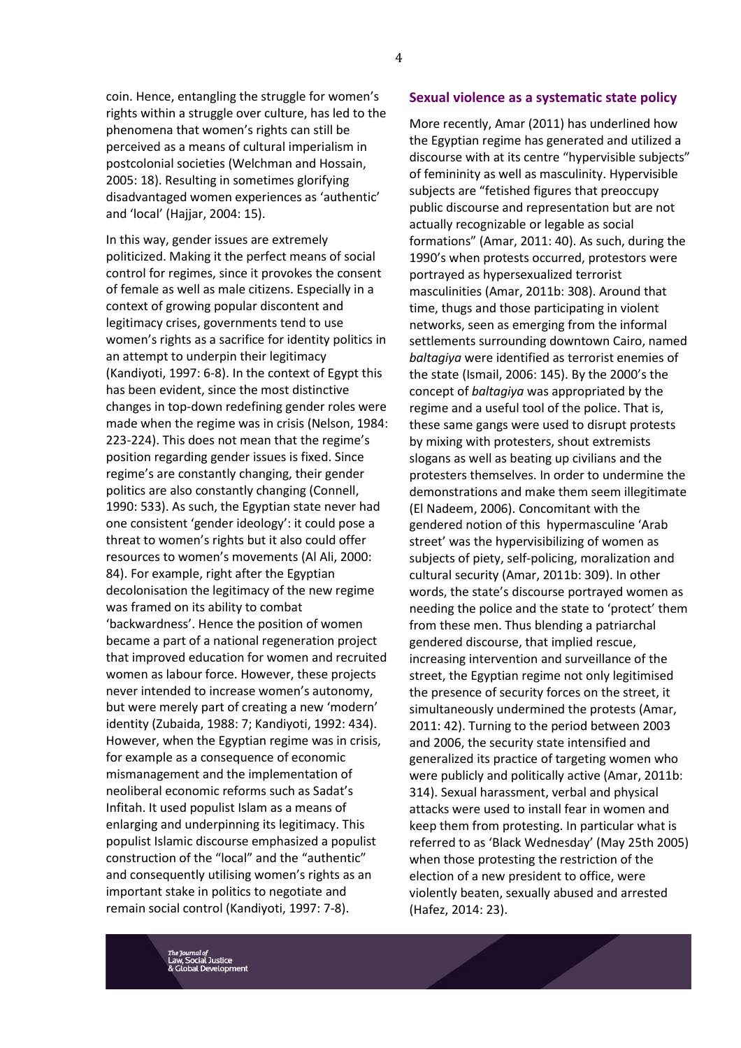coin. Hence, entangling the struggle for women's rights within a struggle over culture, has led to the phenomena that women's rights can still be perceived as a means of cultural imperialism in postcolonial societies (Welchman and Hossain, 2005: 18). Resulting in sometimes glorifying disadvantaged women experiences as 'authentic' and 'local' (Hajjar, 2004: 15).

In this way, gender issues are extremely politicized. Making it the perfect means of social control for regimes, since it provokes the consent of female as well as male citizens. Especially in a context of growing popular discontent and legitimacy crises, governments tend to use women's rights as a sacrifice for identity politics in an attempt to underpin their legitimacy (Kandiyoti, 1997: 6-8). In the context of Egypt this has been evident, since the most distinctive changes in top-down redefining gender roles were made when the regime was in crisis (Nelson, 1984: 223-224). This does not mean that the regime's position regarding gender issues is fixed. Since regime's are constantly changing, their gender politics are also constantly changing (Connell, 1990: 533). As such, the Egyptian state never had one consistent 'gender ideology': it could pose a threat to women's rights but it also could offer resources to women's movements (Al Ali, 2000: 84). For example, right after the Egyptian decolonisation the legitimacy of the new regime was framed on its ability to combat 'backwardness'. Hence the position of women became a part of a national regeneration project that improved education for women and recruited women as labour force. However, these projects never intended to increase women's autonomy, but were merely part of creating a new 'modern' identity (Zubaida, 1988: 7; Kandiyoti, 1992: 434). However, when the Egyptian regime was in crisis, for example as a consequence of economic mismanagement and the implementation of neoliberal economic reforms such as Sadat's Infitah. It used populist Islam as a means of enlarging and underpinning its legitimacy. This populist Islamic discourse emphasized a populist construction of the "local" and the "authentic" and consequently utilising women's rights as an important stake in politics to negotiate and remain social control (Kandiyoti, 1997: 7-8).

## Sexual violence as a systematic state policy

More recently, Amar (2011) has underlined how the Egyptian regime has generated and utilized a discourse with at its centre "hypervisible subjects" of femininity as well as masculinity. Hypervisible subjects are "fetished figures that preoccupy public discourse and representation but are not actually recognizable or legable as social formations" (Amar, 2011: 40). As such, during the 1990's when protests occurred, protestors were portrayed as hypersexualized terrorist masculinities (Amar, 2011b: 308). Around that time, thugs and those participating in violent networks, seen as emerging from the informal settlements surrounding downtown Cairo, named *baltagiya* were identified as terrorist enemies of the state (Ismail, 2006: 145). By the 2000's the concept of *baltagiya* was appropriated by the regime and a useful tool of the police. That is, these same gangs were used to disrupt protests by mixing with protesters, shout extremists slogans as well as beating up civilians and the protesters themselves. In order to undermine the demonstrations and make them seem illegitimate (El Nadeem, 2006). Concomitant with the gendered notion of this hypermasculine 'Arab street' was the hypervisibilizing of women as subjects of piety, self-policing, moralization and cultural security (Amar, 2011b: 309). In other words, the state's discourse portrayed women as needing the police and the state to 'protect' them from these men. Thus blending a patriarchal gendered discourse, that implied rescue, increasing intervention and surveillance of the street, the Egyptian regime not only legitimised the presence of security forces on the street, it simultaneously undermined the protests (Amar, 2011: 42). Turning to the period between 2003 and 2006, the security state intensified and generalized its practice of targeting women who were publicly and politically active (Amar, 2011b: 314). Sexual harassment, verbal and physical attacks were used to install fear in women and keep them from protesting. In particular what is referred to as 'Black Wednesday' (May 25th 2005) when those protesting the restriction of the election of a new president to office, were violently beaten, sexually abused and arrested (Hafez, 2014: 23).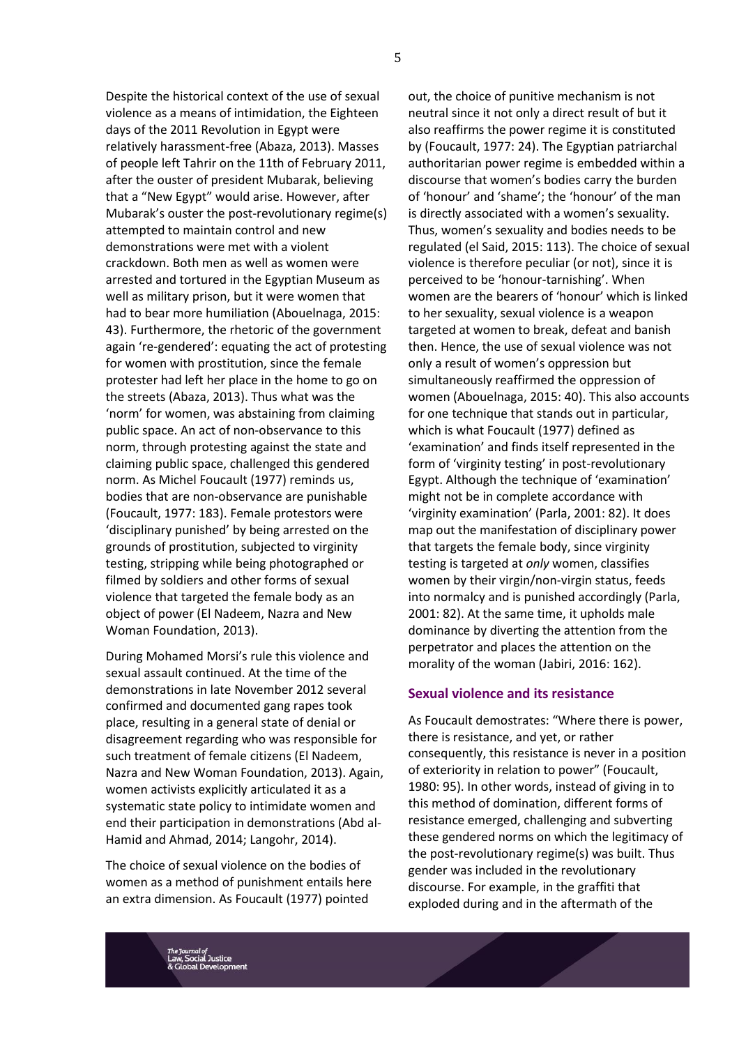Despite the historical context of the use of sexual violence as a means of intimidation, the Eighteen days of the 2011 Revolution in Egypt were relatively harassment-free (Abaza, 2013). Masses of people left Tahrir on the 11th of February 2011, after the ouster of president Mubarak, believing that a "New Egypt" would arise. However, after Mubarak's ouster the post-revolutionary regime(s) attempted to maintain control and new demonstrations were met with a violent crackdown. Both men as well as women were arrested and tortured in the Egyptian Museum as well as military prison, but it were women that had to bear more humiliation (Abouelnaga, 2015: 43). Furthermore, the rhetoric of the government again 're-gendered': equating the act of protesting for women with prostitution, since the female protester had left her place in the home to go on the streets (Abaza, 2013). Thus what was the 'norm' for women, was abstaining from claiming public space. An act of non-observance to this norm, through protesting against the state and claiming public space, challenged this gendered norm. As Michel Foucault (1977) reminds us, bodies that are non-observance are punishable (Foucault, 1977: 183). Female protestors were 'disciplinary punished' by being arrested on the grounds of prostitution, subjected to virginity testing, stripping while being photographed or filmed by soldiers and other forms of sexual violence that targeted the female body as an object of power (El Nadeem, Nazra and New Woman Foundation, 2013).

During Mohamed Morsi's rule this violence and sexual assault continued. At the time of the demonstrations in late November 2012 several confirmed and documented gang rapes took place, resulting in a general state of denial or disagreement regarding who was responsible for such treatment of female citizens (El Nadeem, Nazra and New Woman Foundation, 2013). Again, women activists explicitly articulated it as a systematic state policy to intimidate women and end their participation in demonstrations (Abd al-Hamid and Ahmad, 2014; Langohr, 2014).

The choice of sexual violence on the bodies of women as a method of punishment entails here an extra dimension. As Foucault (1977) pointed out, the choice of punitive mechanism is not neutral since it not only a direct result of but it also reaffirms the power regime it is constituted by (Foucault, 1977: 24). The Egyptian patriarchal authoritarian power regime is embedded within a discourse that women's bodies carry the burden of 'honour' and 'shame'; the 'honour' of the man is directly associated with a women's sexuality. Thus, women's sexuality and bodies needs to be regulated (el Said, 2015: 113). The choice of sexual violence is therefore peculiar (or not), since it is perceived to be 'honour-tarnishing'. When women are the bearers of 'honour' which is linked to her sexuality, sexual violence is a weapon targeted at women to break, defeat and banish then. Hence, the use of sexual violence was not only a result of women's oppression but simultaneously reaffirmed the oppression of women (Abouelnaga, 2015: 40). This also accounts for one technique that stands out in particular, which is what Foucault (1977) defined as 'examination' and finds itself represented in the form of 'virginity testing' in post-revolutionary Egypt. Although the technique of 'examination' might not be in complete accordance with 'virginity examination' (Parla, 2001: 82). It does map out the manifestation of disciplinary power that targets the female body, since virginity testing is targeted at *only* women, classifies women by their virgin/non-virgin status, feeds into normalcy and is punished accordingly (Parla, 2001: 82). At the same time, it upholds male dominance by diverting the attention from the perpetrator and places the attention on the morality of the woman (Jabiri, 2016: 162).

## Sexual violence and its resistance

As Foucault demostrates: "Where there is power, there is resistance, and yet, or rather consequently, this resistance is never in a position of exteriority in relation to power" (Foucault, 1980: 95). In other words, instead of giving in to this method of domination, different forms of resistance emerged, challenging and subverting these gendered norms on which the legitimacy of the post-revolutionary regime(s) was built. Thus gender was included in the revolutionary discourse. For example, in the graffiti that exploded during and in the aftermath of the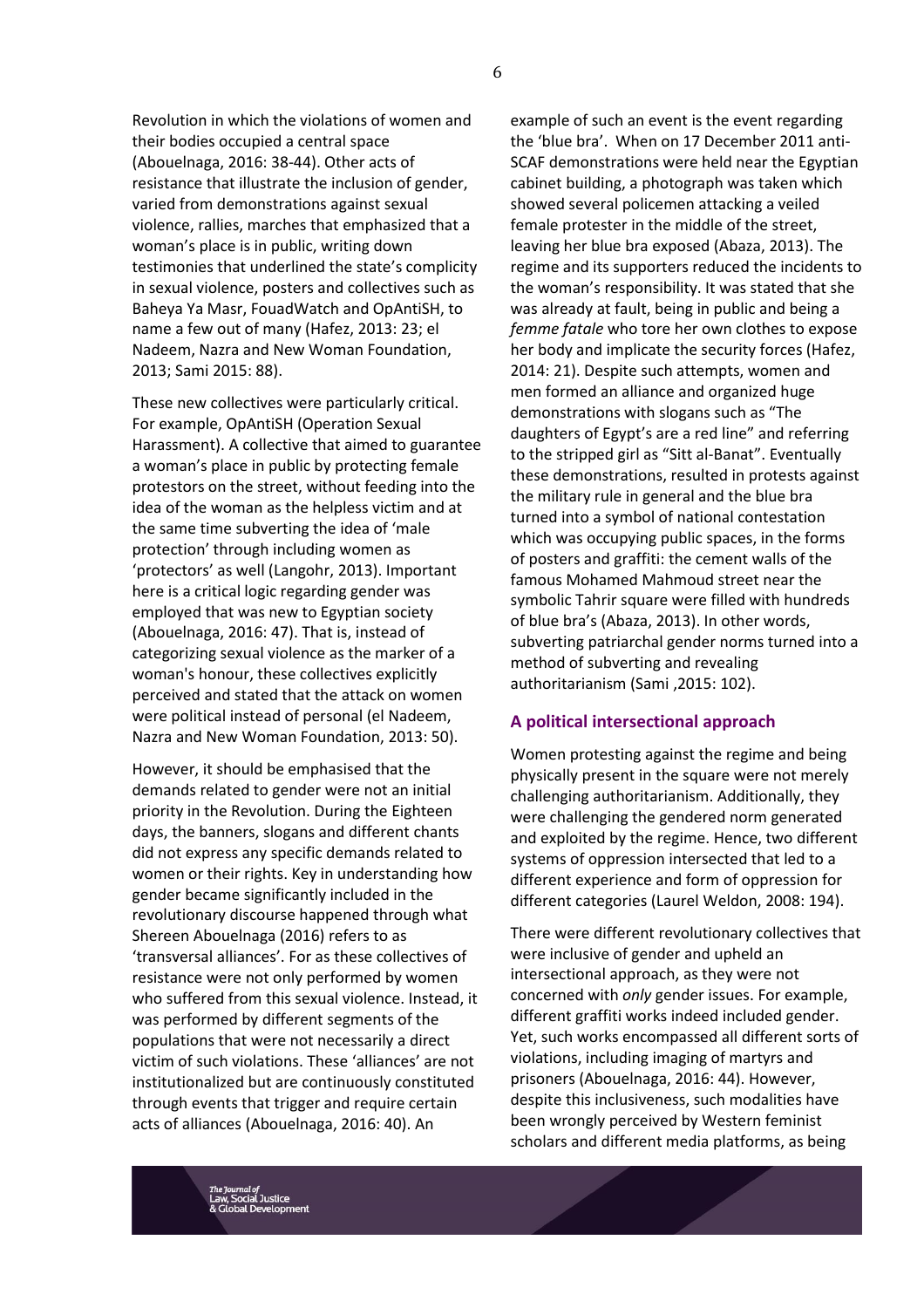Revolution in which the violations of women and their bodies occupied a central space (Abouelnaga, 2016: 38-44). Other acts of resistance that illustrate the inclusion of gender, varied from demonstrations against sexual violence, rallies, marches that emphasized that a woman's place is in public, writing down testimonies that underlined the state's complicity in sexual violence, posters and collectives such as Baheya Ya Masr, FouadWatch and OpAntiSH, to name a few out of many (Hafez, 2013: 23; el Nadeem, Nazra and New Woman Foundation, 2013; Sami 2015: 88).

These new collectives were particularly critical. For example, OpAntiSH (Operation Sexual Harassment). A collective that aimed to guarantee a woman's place in public by protecting female protestors on the street, without feeding into the idea of the woman as the helpless victim and at the same time subverting the idea of 'male protection' through including women as 'protectors' as well (Langohr, 2013). Important here is a critical logic regarding gender was employed that was new to Egyptian society (Abouelnaga, 2016: 47). That is, instead of categorizing sexual violence as the marker of a woman's honour, these collectives explicitly perceived and stated that the attack on women were political instead of personal (el Nadeem, Nazra and New Woman Foundation, 2013: 50).

However, it should be emphasised that the demands related to gender were not an initial priority in the Revolution. During the Eighteen days, the banners, slogans and different chants did not express any specific demands related to women or their rights. Key in understanding how gender became significantly included in the revolutionary discourse happened through what Shereen Abouelnaga (2016) refers to as 'transversal alliances'. For as these collectives of resistance were not only performed by women who suffered from this sexual violence. Instead, it was performed by different segments of the populations that were not necessarily a direct victim of such violations. These 'alliances' are not institutionalized but are continuously constituted through events that trigger and require certain acts of alliances (Abouelnaga, 2016: 40). An example of such an event is the event regarding the 'blue bra'. When on 17 December 2011 anti-SCAF demonstrations were held near the Egyptian cabinet building, a photograph was taken which showed several policemen attacking a veiled female protester in the middle of the street, leaving her blue bra exposed (Abaza, 2013). The regime and its supporters reduced the incidents to the woman's responsibility. It was stated that she was already at fault, being in public and being a *femme fatale* who tore her own clothes to expose her body and implicate the security forces (Hafez, 2014: 21). Despite such attempts, women and men formed an alliance and organized huge demonstrations with slogans such as "The daughters of Egypt's are a red line" and referring to the stripped girl as "Sitt al-Banat". Eventually these demonstrations, resulted in protests against the military rule in general and the blue bra turned into a symbol of national contestation which was occupying public spaces, in the forms of posters and graffiti: the cement walls of the famous Mohamed Mahmoud street near the symbolic Tahrir square were filled with hundreds of blue bra's (Abaza, 2013). In other words, subverting patriarchal gender norms turned into a method of subverting and revealing authoritarianism (Sami ,2015: 102).

## A political intersectional approach

Women protesting against the regime and being physically present in the square were not merely challenging authoritarianism. Additionally, they were challenging the gendered norm generated and exploited by the regime. Hence, two different systems of oppression intersected that led to a different experience and form of oppression for different categories (Laurel Weldon, 2008: 194).

There were different revolutionary collectives that were inclusive of gender and upheld an intersectional approach, as they were not concerned with *only* gender issues. For example, different graffiti works indeed included gender. Yet, such works encompassed all different sorts of violations, including imaging of martyrs and prisoners (Abouelnaga, 2016: 44). However, despite this inclusiveness, such modalities have been wrongly perceived by Western feminist scholars and different media platforms, as being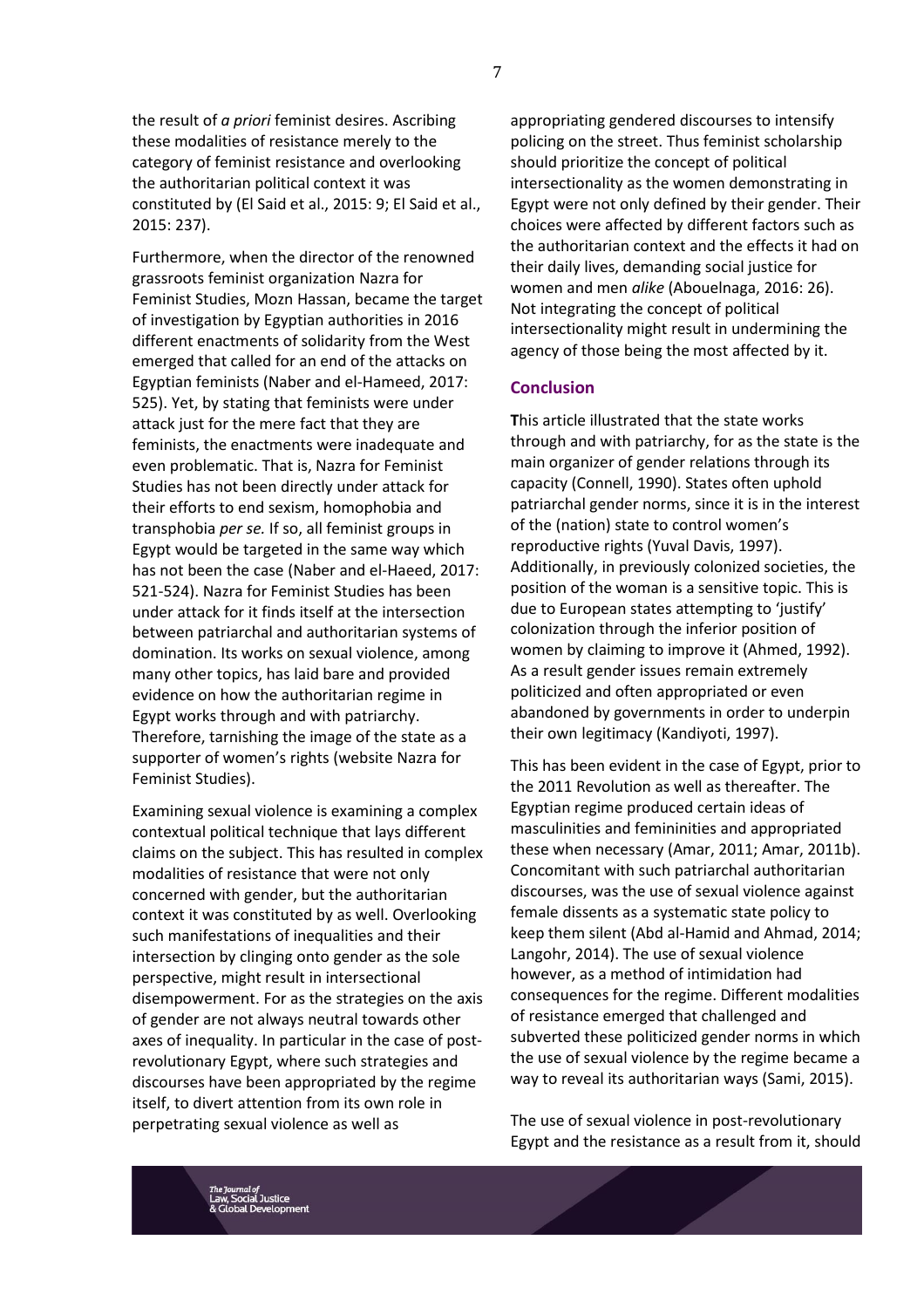the result of *a priori* feminist desires. Ascribing these modalities of resistance merely to the category of feminist resistance and overlooking the authoritarian political context it was constituted by (El Said et al., 2015: 9; El Said et al., 2015: 237).

Furthermore, when the director of the renowned grassroots feminist organization Nazra for Feminist Studies, Mozn Hassan, became the target of investigation by Egyptian authorities in 2016 different enactments of solidarity from the West emerged that called for an end of the attacks on Egyptian feminists (Naber and el-Hameed, 2017: 525). Yet, by stating that feminists were under attack just for the mere fact that they are feminists, the enactments were inadequate and even problematic. That is, Nazra for Feminist Studies has not been directly under attack for their efforts to end sexism, homophobia and transphobia *per se.* If so, all feminist groups in Egypt would be targeted in the same way which has not been the case (Naber and el-Haeed, 2017: 521-524). Nazra for Feminist Studies has been under attack for it finds itself at the intersection between patriarchal and authoritarian systems of domination. Its works on sexual violence, among many other topics, has laid bare and provided evidence on how the authoritarian regime in Egypt works through and with patriarchy. Therefore, tarnishing the image of the state as a supporter of women's rights (website Nazra for Feminist Studies).

Examining sexual violence is examining a complex contextual political technique that lays different claims on the subject. This has resulted in complex modalities of resistance that were not only concerned with gender, but the authoritarian context it was constituted by as well. Overlooking such manifestations of inequalities and their intersection by clinging onto gender as the sole perspective, might result in intersectional disempowerment. For as the strategies on the axis of gender are not always neutral towards other axes of inequality. In particular in the case of post-revolutionary Egypt, where such strategies and discourses have been appropriated by the regime itself, to divert attention from its own role in perpetrating sexual violence as well as appropriating gendered discourses to intensify policing on the street. Thus feminist scholarship should prioritize the concept of political intersectionality as the women demonstrating in Egypt were not only defined by their gender. Their choices were affected by different factors such as the authoritarian context and the effects it had on their daily lives, demanding social justice for women and men *alike* (Abouelnaga, 2016: 26). Not integrating the concept of political intersectionality might result in undermining the agency of those being the most affected by it.

## Conclusion

**T**his article illustrated that the state works through and with patriarchy, for as the state is the main organizer of gender relations through its capacity (Connell, 1990). States often uphold patriarchal gender norms, since it is in the interest of the (nation) state to control women's reproductive rights (Yuval Davis, 1997). Additionally, in previously colonized societies, the position of the woman is a sensitive topic. This is due to European states attempting to 'justify' colonization through the inferior position of women by claiming to improve it (Ahmed, 1992). As a result gender issues remain extremely politicized and often appropriated or even abandoned by governments in order to underpin their own legitimacy (Kandiyoti, 1997).

This has been evident in the case of Egypt, prior to the 2011 Revolution as well as thereafter. The Egyptian regime produced certain ideas of masculinities and femininities and appropriated these when necessary (Amar, 2011; Amar, 2011b). Concomitant with such patriarchal authoritarian discourses, was the use of sexual violence against female dissents as a systematic state policy to keep them silent (Abd al-Hamid and Ahmad, 2014; Langohr, 2014). The use of sexual violence however, as a method of intimidation had consequences for the regime. Different modalities of resistance emerged that challenged and subverted these politicized gender norms in which the use of sexual violence by the regime became a way to reveal its authoritarian ways (Sami, 2015).

The use of sexual violence in post-revolutionary Egypt and the resistance as a result from it, should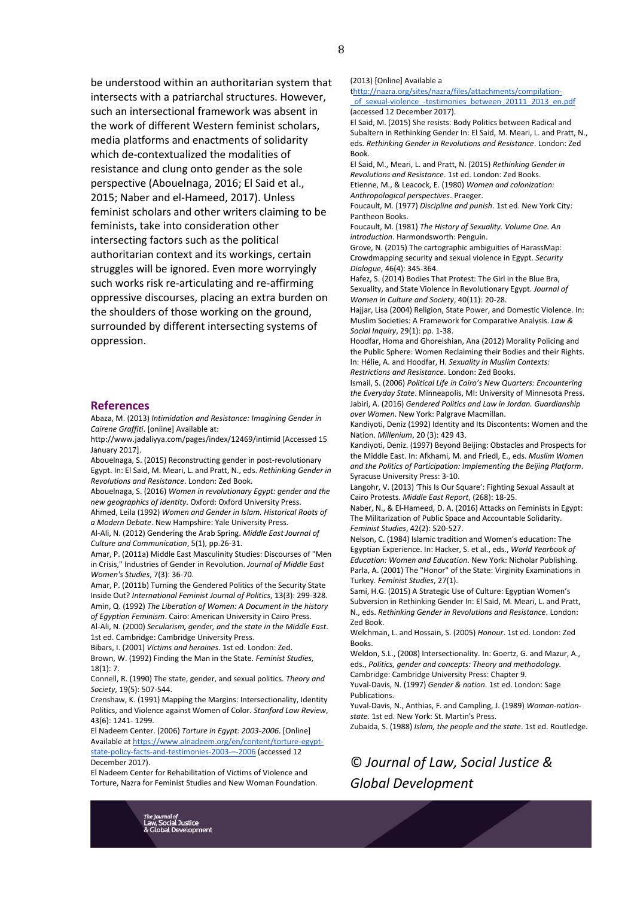be understood within an authoritarian system that intersects with a patriarchal structures. However, such an intersectional framework was absent in the work of different Western feminist scholars, media platforms and enactments of solidarity which de-contextualized the modalities of resistance and clung onto gender as the sole perspective (Abouelnaga, 2016; El Said et al., 2015; Naber and el-Hameed, 2017). Unless feminist scholars and other writers claiming to be feminists, take into consideration other intersecting factors such as the political authoritarian context and its workings, certain struggles will be ignored. Even more worryingly such works risk re-articulating and re-affirming oppressive discourses, placing an extra burden on the shoulders of those working on the ground, surrounded by different intersecting systems of oppression.

## References

Abaza, M. (2013) *Intimidation and Resistance: Imagining Gender in Cairene Graffiti*. [online] Available at: http://www.jadaliyya.com/pages/index/12469/intimid [Accessed 15 January 2017].

Abouelnaga, S. (2015) Reconstructing gender in post-revolutionary Egypt. In: El Said, M. Meari, L. and Pratt, N., eds. *Rethinking Gender in Revolutions and Resistance*. London: Zed Book.

Abouelnaga, S. (2016) *Women in revolutionary Egypt: gender and the new geographics of identity*. Oxford: Oxford University Press.

Ahmed, Leila (1992) *Women and Gender in Islam. Historical Roots of a Modern Debate*. New Hampshire: Yale University Press.

Al-Ali, N. (2012) Gendering the Arab Spring. *Middle East Journal of Culture and Communication*, 5(1), pp.26-31.

Amar, P. (2011a) Middle East Masculinity Studies: Discourses of "Men in Crisis," Industries of Gender in Revolution. *Journal of Middle East Women's Studies*, 7(3): 36-70.

Amar, P. (2011b) Turning the Gendered Politics of the Security State Inside Out? *International Feminist Journal of Politics*, 13(3): 299-328.

Amin, Q. (1992) *The Liberation of Women: A Document in the history of Egyptian Feminism*. Cairo: American University in Cairo Press.

Al-Ali, N. (2000) *Secularism, gender, and the state in the Middle East*. 1st ed. Cambridge: Cambridge University Press.

Bibars, I. (2001) *Victims and heroines*. 1st ed. London: Zed.

Brown, W. (1992) Finding the Man in the State. *Feminist Studies,* 18(1): 7.

Connell, R. (1990) The state, gender, and sexual politics. *Theory and Society*, 19(5): 507-544.

Crenshaw, K. (1991) Mapping the Margins: Intersectionality, Identity Politics, and Violence against Women of Color. *Stanford Law Review*, 43(6): 1241- 1299.

El Nadeem Center. (2006) *Torture in Egypt: 2003-2006*. [Online] Available at https://www.alnadeem.org/en/content/torture-egypt-state-policy-facts-and-testimonies-2003-–-2006 (accessed 12 December 2017).

El Nadeem Center for Rehabilitation of Victims of Violence and Torture, Nazra for Feminist Studies and New Woman Foundation. (2013) [Online] Available at http://nazra.org/sites/nazra/files/attachments/compilation-_of_sexual-violence_-testimonies_between_20111_2013_en.pdf (accessed 12 December 2017).

El Said, M. (2015) She resists: Body Politics between Radical and Subaltern in Rethinking Gender In: El Said, M. Meari, L. and Pratt, N., eds. *Rethinking Gender in Revolutions and Resistance*. London: Zed Book.

El Said, M., Meari, L. and Pratt, N. (2015) *Rethinking Gender in Revolutions and Resistance*. 1st ed. London: Zed Books.

Etienne, M., & Leacock, E. (1980) *Women and colonization: Anthropological perspectives*. Praeger.

Foucault, M. (1977) *Discipline and punish*. 1st ed. New York City: Pantheon Books.

Foucault, M. (1981) *The History of Sexuality. Volume One. An introduction*. Harmondsworth: Penguin.

Grove, N. (2015) The cartographic ambiguities of HarassMap: Crowdmapping security and sexual violence in Egypt. *Security Dialogue*, 46(4): 345-364.

Hafez, S. (2014) Bodies That Protest: The Girl in the Blue Bra, Sexuality, and State Violence in Revolutionary Egypt. *Journal of Women in Culture and Society*, 40(11): 20-28.

Hajjar, Lisa (2004) Religion, State Power, and Domestic Violence. In: Muslim Societies: A Framework for Comparative Analysis. *Law & Social Inquiry*, 29(1): pp. 1-38.

Hoodfar, Homa and Ghoreishian, Ana (2012) Morality Policing and the Public Sphere: Women Reclaiming their Bodies and their Rights. In: Hélie, A. and Hoodfar, H. *Sexuality in Muslim Contexts: Restrictions and Resistance*. London: Zed Books.

Ismail, S. (2006) *Political Life in Cairo's New Quarters: Encountering the Everyday State*. Minneapolis, MI: University of Minnesota Press.

Jabiri, A. (2016) *Gendered Politics and Law in Jordan. Guardianship over Women*. New York: Palgrave Macmillan.

Kandiyoti, Deniz (1992) Identity and Its Discontents: Women and the Nation. *Millenium*, 20 (3): 429 43.

Kandiyoti, Deniz. (1997) Beyond Beijing: Obstacles and Prospects for the Middle East. In: Afkhami, M. and Friedl, E., eds. *Muslim Women and the Politics of Participation: Implementing the Beijing Platform*. Syracuse University Press: 3-10.

Langohr, V. (2013) 'This Is Our Square': Fighting Sexual Assault at Cairo Protests. *Middle East Report*, (268): 18-25.

Naber, N., & El-Hameed, D. A. (2016) Attacks on Feminists in Egypt: The Militarization of Public Space and Accountable Solidarity. *Feminist Studies*, 42(2): 520-527.

Nelson, C. (1984) Islamic tradition and Women's education: The Egyptian Experience. In: Hacker, S. et al., eds., *World Yearbook of Education: Women and Education*. New York: Nicholar Publishing.

Parla, A. (2001) The "Honor" of the State: Virginity Examinations in Turkey. *Feminist Studies*, 27(1).

Sami, H.G. (2015) A Strategic Use of Culture: Egyptian Women's Subversion in Rethinking Gender In: El Said, M. Meari, L. and Pratt, N., eds. *Rethinking Gender in Revolutions and Resistance*. London: Zed Book.

Welchman, L. and Hossain, S. (2005) *Honour*. 1st ed. London: Zed Books.

Weldon, S.L., (2008) Intersectionality. In: Goertz, G. and Mazur, A., eds., *Politics, gender and concepts: Theory and methodology.* Cambridge: Cambridge University Press: Chapter 9.

Yuval-Davis, N. (1997) *Gender & nation*. 1st ed. London: Sage Publications.

Yuval-Davis, N., Anthias, F. and Campling, J. (1989) *Woman-nation-state*. 1st ed. New York: St. Martin's Press.

Zubaida, S. (1988) *Islam, the people and the state*. 1st ed. Routledge.

*© Journal of Law, Social Justice & Global Development*